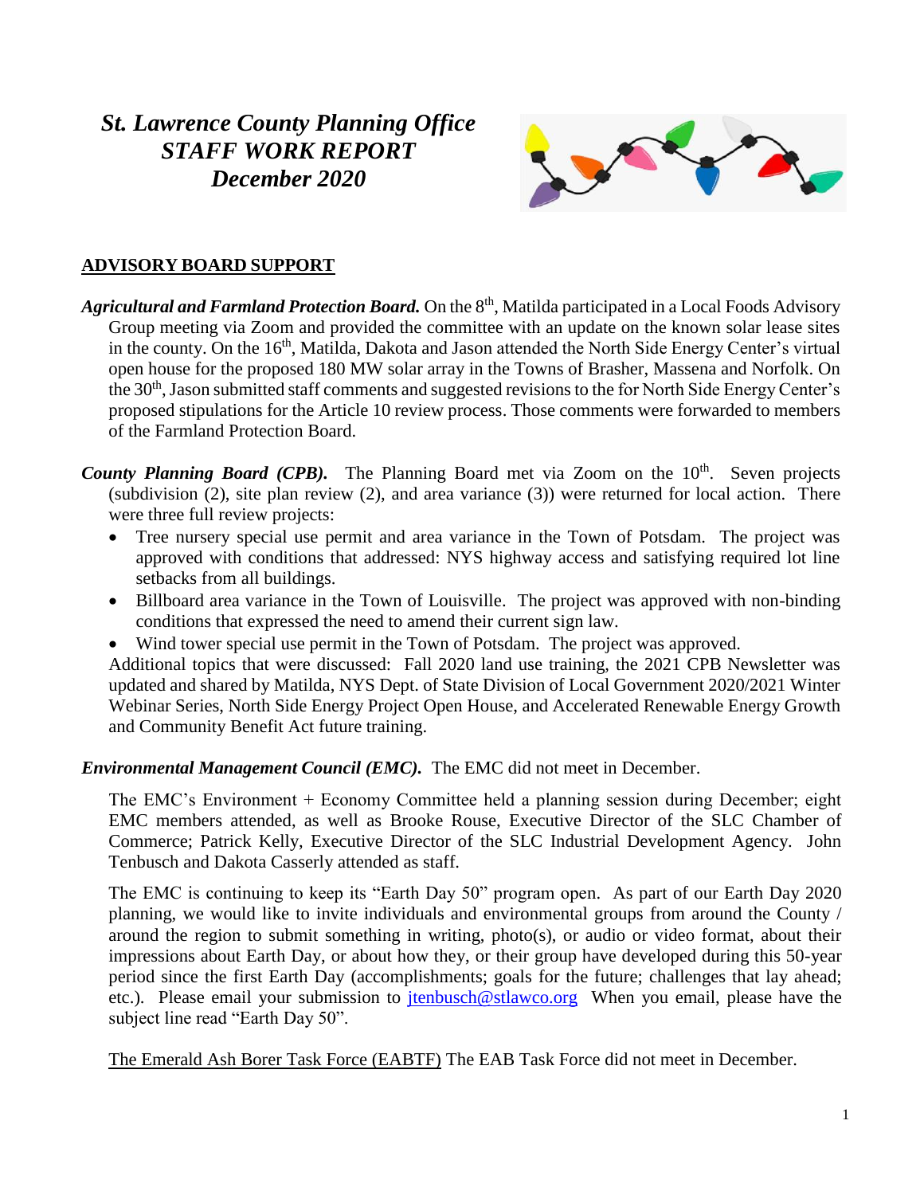# *St. Lawrence County Planning Office*
# *STAFF WORK REPORT*
# *December 2020*

## ADVISORY BOARD SUPPORT

***Agricultural and Farmland Protection Board.*** On the 8th, Matilda participated in a Local Foods Advisory Group meeting via Zoom and provided the committee with an update on the known solar lease sites in the county. On the 16th, Matilda, Dakota and Jason attended the North Side Energy Center's virtual open house for the proposed 180 MW solar array in the Towns of Brasher, Massena and Norfolk. On the 30th, Jason submitted staff comments and suggested revisions to the for North Side Energy Center's proposed stipulations for the Article 10 review process. Those comments were forwarded to members of the Farmland Protection Board.

***County Planning Board (CPB).*** The Planning Board met via Zoom on the 10th. Seven projects (subdivision (2), site plan review (2), and area variance (3)) were returned for local action. There were three full review projects:

- Tree nursery special use permit and area variance in the Town of Potsdam. The project was approved with conditions that addressed: NYS highway access and satisfying required lot line setbacks from all buildings.
- Billboard area variance in the Town of Louisville. The project was approved with non-binding conditions that expressed the need to amend their current sign law.
- Wind tower special use permit in the Town of Potsdam. The project was approved.

Additional topics that were discussed: Fall 2020 land use training, the 2021 CPB Newsletter was updated and shared by Matilda, NYS Dept. of State Division of Local Government 2020/2021 Winter Webinar Series, North Side Energy Project Open House, and Accelerated Renewable Energy Growth and Community Benefit Act future training.

***Environmental Management Council (EMC).*** The EMC did not meet in December.

The EMC's Environment + Economy Committee held a planning session during December; eight EMC members attended, as well as Brooke Rouse, Executive Director of the SLC Chamber of Commerce; Patrick Kelly, Executive Director of the SLC Industrial Development Agency. John Tenbusch and Dakota Casserly attended as staff.

The EMC is continuing to keep its "Earth Day 50" program open. As part of our Earth Day 2020 planning, we would like to invite individuals and environmental groups from around the County / around the region to submit something in writing, photo(s), or audio or video format, about their impressions about Earth Day, or about how they, or their group have developed during this 50-year period since the first Earth Day (accomplishments; goals for the future; challenges that lay ahead; etc.). Please email your submission to jtenbusch@stlawco.org When you email, please have the subject line read "Earth Day 50".

<u>The Emerald Ash Borer Task Force (EABTF)</u> The EAB Task Force did not meet in December.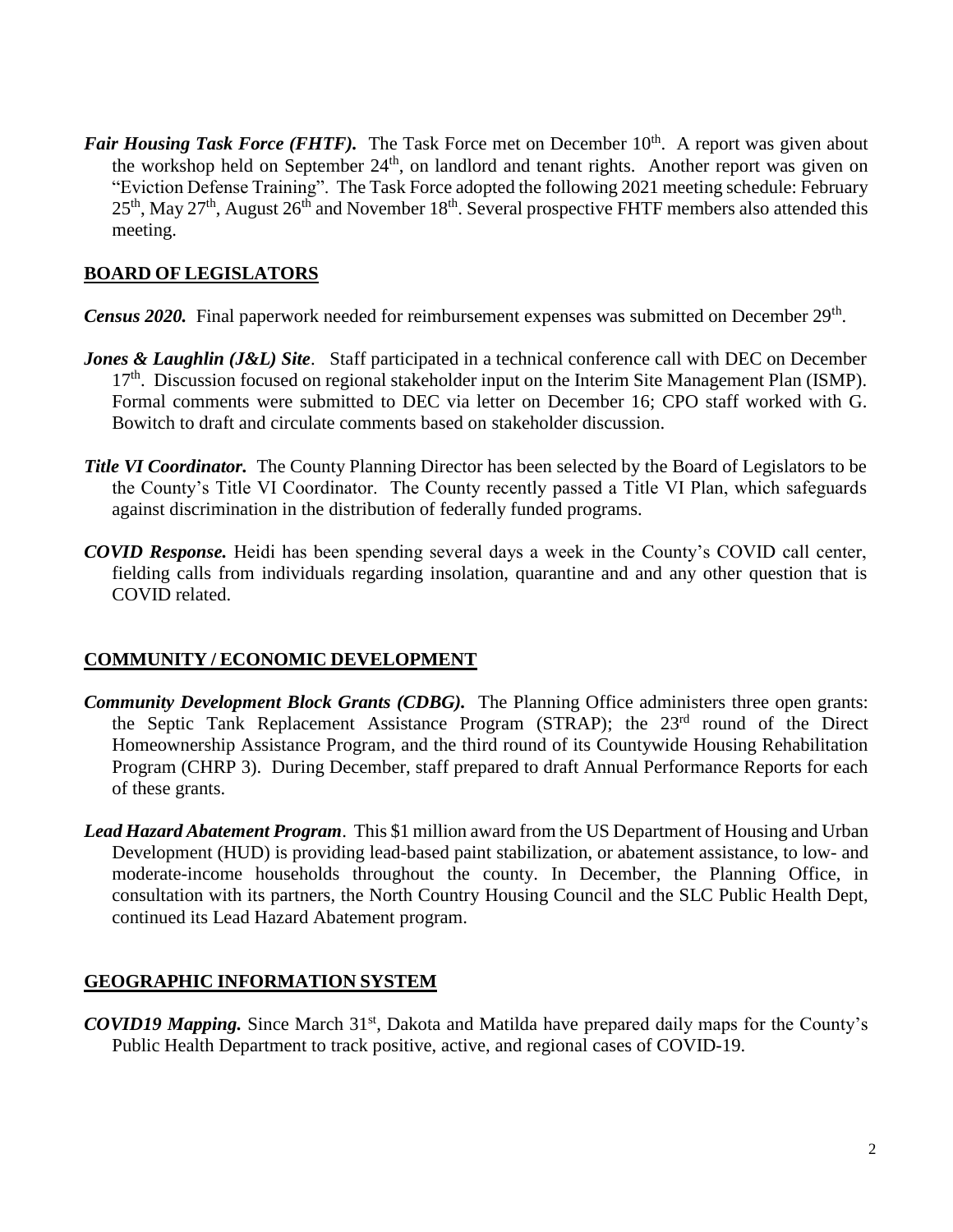***Fair Housing Task Force (FHTF).*** The Task Force met on December 10th. A report was given about the workshop held on September 24th, on landlord and tenant rights. Another report was given on "Eviction Defense Training". The Task Force adopted the following 2021 meeting schedule: February 25th, May 27th, August 26th and November 18th. Several prospective FHTF members also attended this meeting.

## BOARD OF LEGISLATORS

***Census 2020.*** Final paperwork needed for reimbursement expenses was submitted on December 29th.

***Jones & Laughlin (J&L) Site***. Staff participated in a technical conference call with DEC on December 17th. Discussion focused on regional stakeholder input on the Interim Site Management Plan (ISMP). Formal comments were submitted to DEC via letter on December 16; CPO staff worked with G. Bowitch to draft and circulate comments based on stakeholder discussion.

***Title VI Coordinator.*** The County Planning Director has been selected by the Board of Legislators to be the County's Title VI Coordinator. The County recently passed a Title VI Plan, which safeguards against discrimination in the distribution of federally funded programs.

***COVID Response.*** Heidi has been spending several days a week in the County's COVID call center, fielding calls from individuals regarding insolation, quarantine and and any other question that is COVID related.

## COMMUNITY / ECONOMIC DEVELOPMENT

***Community Development Block Grants (CDBG).*** The Planning Office administers three open grants: the Septic Tank Replacement Assistance Program (STRAP); the 23rd round of the Direct Homeownership Assistance Program, and the third round of its Countywide Housing Rehabilitation Program (CHRP 3). During December, staff prepared to draft Annual Performance Reports for each of these grants.

***Lead Hazard Abatement Program***. This $1 million award from the US Department of Housing and Urban Development (HUD) is providing lead-based paint stabilization, or abatement assistance, to low- and moderate-income households throughout the county. In December, the Planning Office, in consultation with its partners, the North Country Housing Council and the SLC Public Health Dept, continued its Lead Hazard Abatement program.

## GEOGRAPHIC INFORMATION SYSTEM

***COVID19 Mapping.*** Since March 31st, Dakota and Matilda have prepared daily maps for the County's Public Health Department to track positive, active, and regional cases of COVID-19.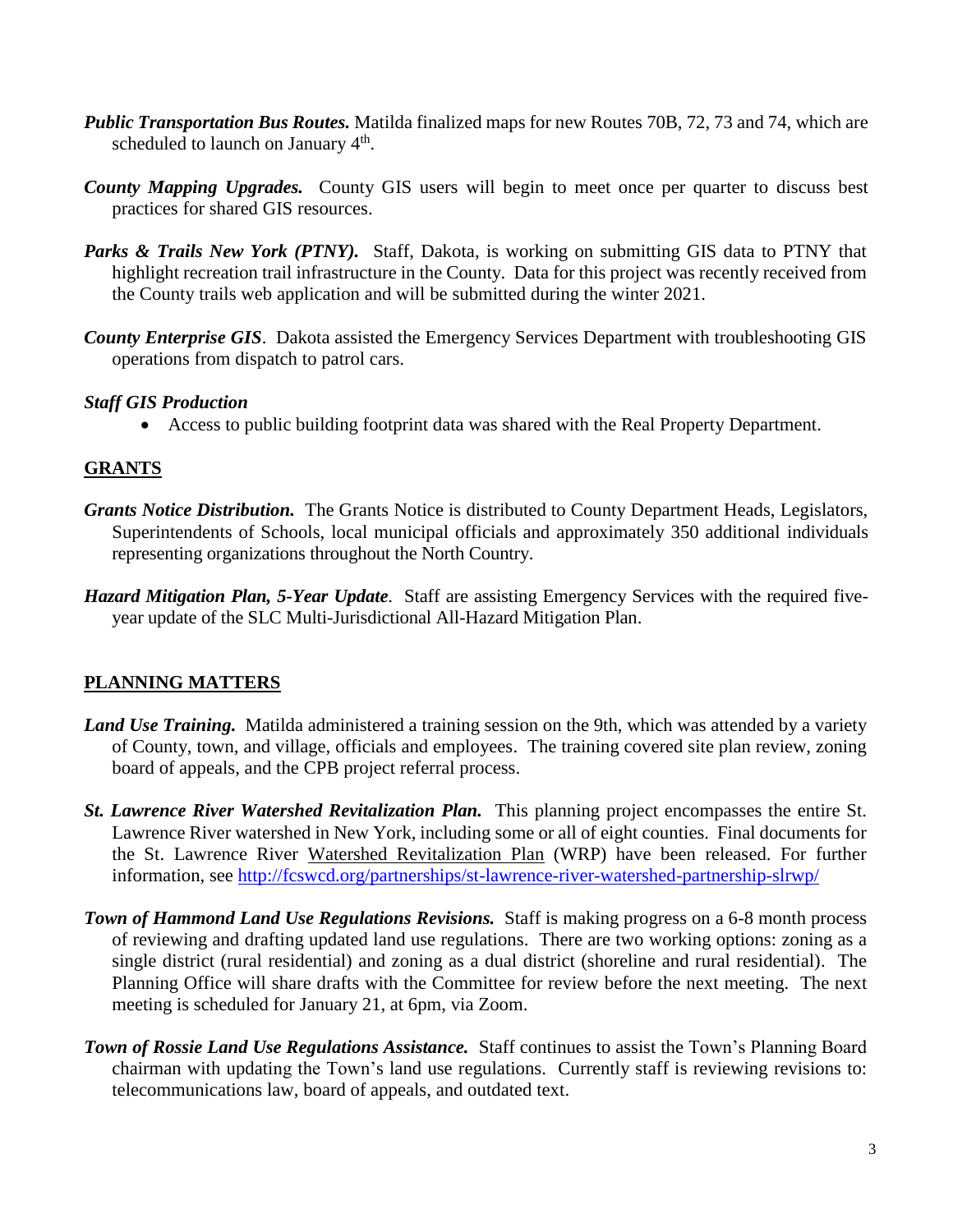***Public Transportation Bus Routes.*** Matilda finalized maps for new Routes 70B, 72, 73 and 74, which are scheduled to launch on January 4th.

***County Mapping Upgrades.*** County GIS users will begin to meet once per quarter to discuss best practices for shared GIS resources.

***Parks & Trails New York (PTNY).*** Staff, Dakota, is working on submitting GIS data to PTNY that highlight recreation trail infrastructure in the County. Data for this project was recently received from the County trails web application and will be submitted during the winter 2021.

***County Enterprise GIS***. Dakota assisted the Emergency Services Department with troubleshooting GIS operations from dispatch to patrol cars.

***Staff GIS Production***

- Access to public building footprint data was shared with the Real Property Department.

## GRANTS

***Grants Notice Distribution.*** The Grants Notice is distributed to County Department Heads, Legislators, Superintendents of Schools, local municipal officials and approximately 350 additional individuals representing organizations throughout the North Country.

***Hazard Mitigation Plan, 5-Year Update***. Staff are assisting Emergency Services with the required five-year update of the SLC Multi-Jurisdictional All-Hazard Mitigation Plan.

## PLANNING MATTERS

***Land Use Training.*** Matilda administered a training session on the 9th, which was attended by a variety of County, town, and village, officials and employees. The training covered site plan review, zoning board of appeals, and the CPB project referral process.

***St. Lawrence River Watershed Revitalization Plan.*** This planning project encompasses the entire St. Lawrence River watershed in New York, including some or all of eight counties. Final documents for the St. Lawrence River Watershed Revitalization Plan (WRP) have been released. For further information, see http://fcswcd.org/partnerships/st-lawrence-river-watershed-partnership-slrwp/

***Town of Hammond Land Use Regulations Revisions.*** Staff is making progress on a 6-8 month process of reviewing and drafting updated land use regulations. There are two working options: zoning as a single district (rural residential) and zoning as a dual district (shoreline and rural residential). The Planning Office will share drafts with the Committee for review before the next meeting. The next meeting is scheduled for January 21, at 6pm, via Zoom.

***Town of Rossie Land Use Regulations Assistance.*** Staff continues to assist the Town's Planning Board chairman with updating the Town's land use regulations. Currently staff is reviewing revisions to: telecommunications law, board of appeals, and outdated text.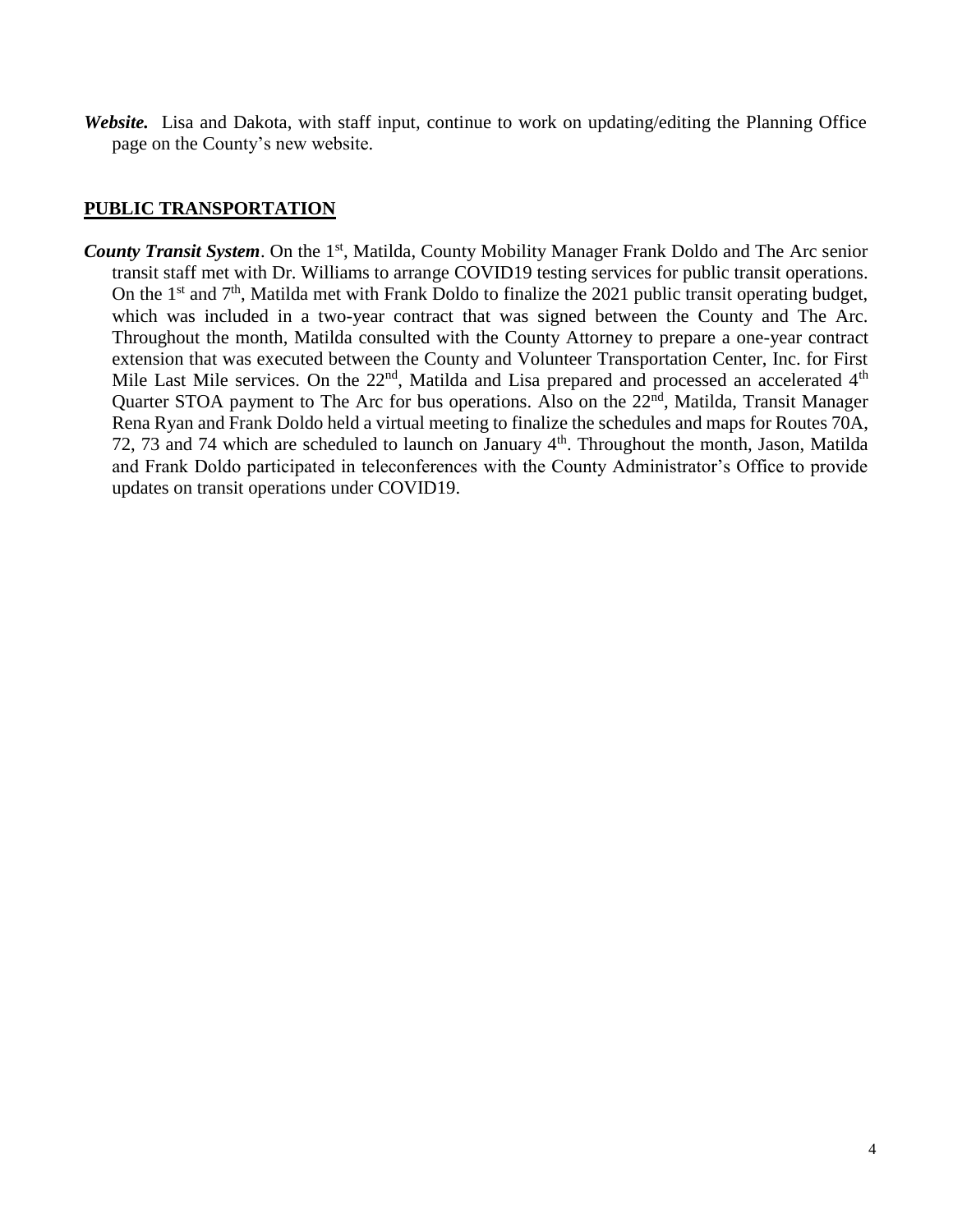***Website.*** Lisa and Dakota, with staff input, continue to work on updating/editing the Planning Office page on the County's new website.

## PUBLIC TRANSPORTATION

***County Transit System***. On the 1st, Matilda, County Mobility Manager Frank Doldo and The Arc senior transit staff met with Dr. Williams to arrange COVID19 testing services for public transit operations. On the 1st and 7th, Matilda met with Frank Doldo to finalize the 2021 public transit operating budget, which was included in a two-year contract that was signed between the County and The Arc. Throughout the month, Matilda consulted with the County Attorney to prepare a one-year contract extension that was executed between the County and Volunteer Transportation Center, Inc. for First Mile Last Mile services. On the 22nd, Matilda and Lisa prepared and processed an accelerated 4th Quarter STOA payment to The Arc for bus operations. Also on the 22nd, Matilda, Transit Manager Rena Ryan and Frank Doldo held a virtual meeting to finalize the schedules and maps for Routes 70A, 72, 73 and 74 which are scheduled to launch on January 4th. Throughout the month, Jason, Matilda and Frank Doldo participated in teleconferences with the County Administrator's Office to provide updates on transit operations under COVID19.